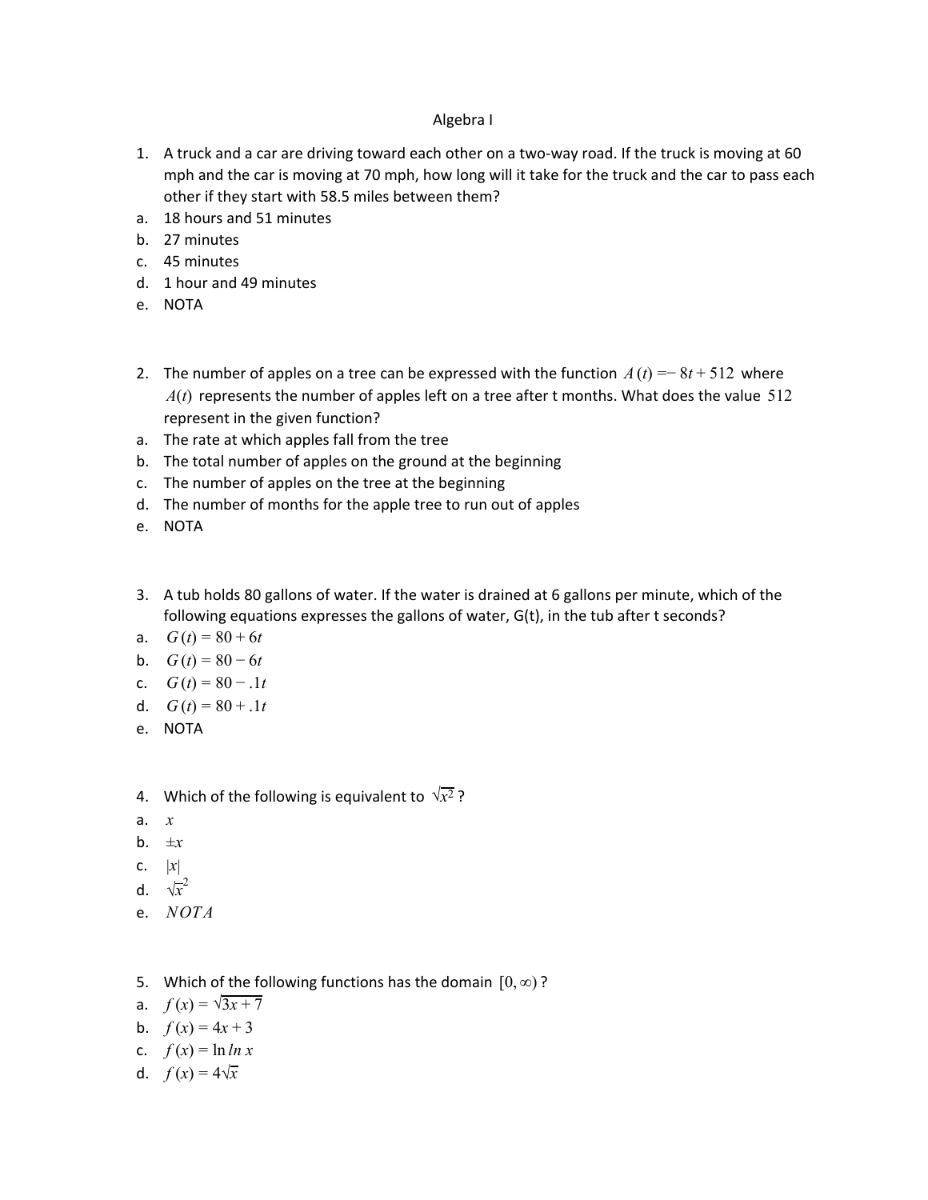# Algebra I

1. A truck and a car are driving toward each other on a two-way road. If the truck is moving at 60 mph and the car is moving at 70 mph, how long will it take for the truck and the car to pass each other if they start with 58.5 miles between them?

a. 18 hours and 51 minutes
b. 27 minutes
c. 45 minutes
d. 1 hour and 49 minutes
e. NOTA

2. The number of apples on a tree can be expressed with the function $A(t) = -8t + 512$ where $A(t)$ represents the number of apples left on a tree after t months. What does the value $512$ represent in the given function?

a. The rate at which apples fall from the tree
b. The total number of apples on the ground at the beginning
c. The number of apples on the tree at the beginning
d. The number of months for the apple tree to run out of apples
e. NOTA

3. A tub holds 80 gallons of water. If the water is drained at 6 gallons per minute, which of the following equations expresses the gallons of water, G(t), in the tub after t seconds?

a. $G(t) = 80 + 6t$
b. $G(t) = 80 - 6t$
c. $G(t) = 80 - .1t$
d. $G(t) = 80 + .1t$
e. NOTA

4. Which of the following is equivalent to $\sqrt{x^2}$ ?

a. $x$
b. $\pm x$
c. $|x|$
d. $\sqrt{x}^2$
e. $NOTA$

5. Which of the following functions has the domain $[0, \infty)$ ?

a. $f(x) = \sqrt{3x + 7}$
b. $f(x) = 4x + 3$
c. $f(x) = \ln ln\, x$
d. $f(x) = 4\sqrt{x}$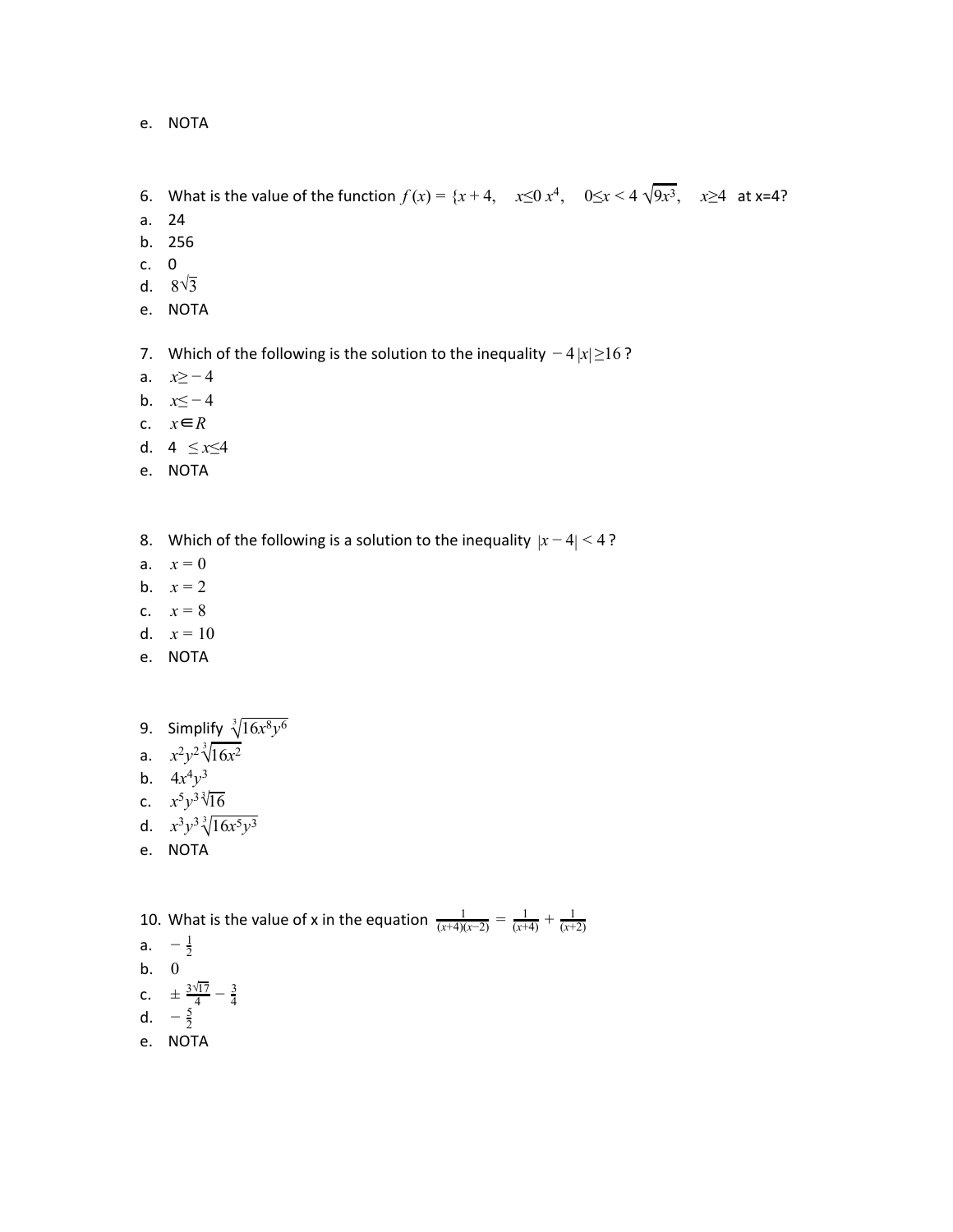e. NOTA

6. What is the value of the function $f(x) = \{x+4, \quad x \leq 0 \; x^4, \quad 0 \leq x < 4 \; \sqrt{9x^3}, \quad x \geq 4$ at x=4?

a. 24
b. 256
c. 0
d. $8\sqrt{3}$
e. NOTA

7. Which of the following is the solution to the inequality $-4|x| \geq 16$ ?

a. $x \geq -4$
b. $x \leq -4$
c. $x \in R$
d. $4 \leq x \leq 4$
e. NOTA

8. Which of the following is a solution to the inequality $|x-4| < 4$ ?

a. $x = 0$
b. $x = 2$
c. $x = 8$
d. $x = 10$
e. NOTA

9. Simplify $\sqrt[3]{16x^8y^6}$

a. $x^2y^2\sqrt[3]{16x^2}$
b. $4x^4y^3$
c. $x^5y^3\sqrt[3]{16}$
d. $x^3y^3\sqrt[3]{16x^5y^3}$
e. NOTA

10. What is the value of x in the equation $\frac{1}{(x+4)(x-2)} = \frac{1}{(x+4)} + \frac{1}{(x+2)}$

a. $-\frac{1}{2}$
b. $0$
c. $\pm\frac{3\sqrt{17}}{4} - \frac{3}{4}$
d. $-\frac{5}{2}$
e. NOTA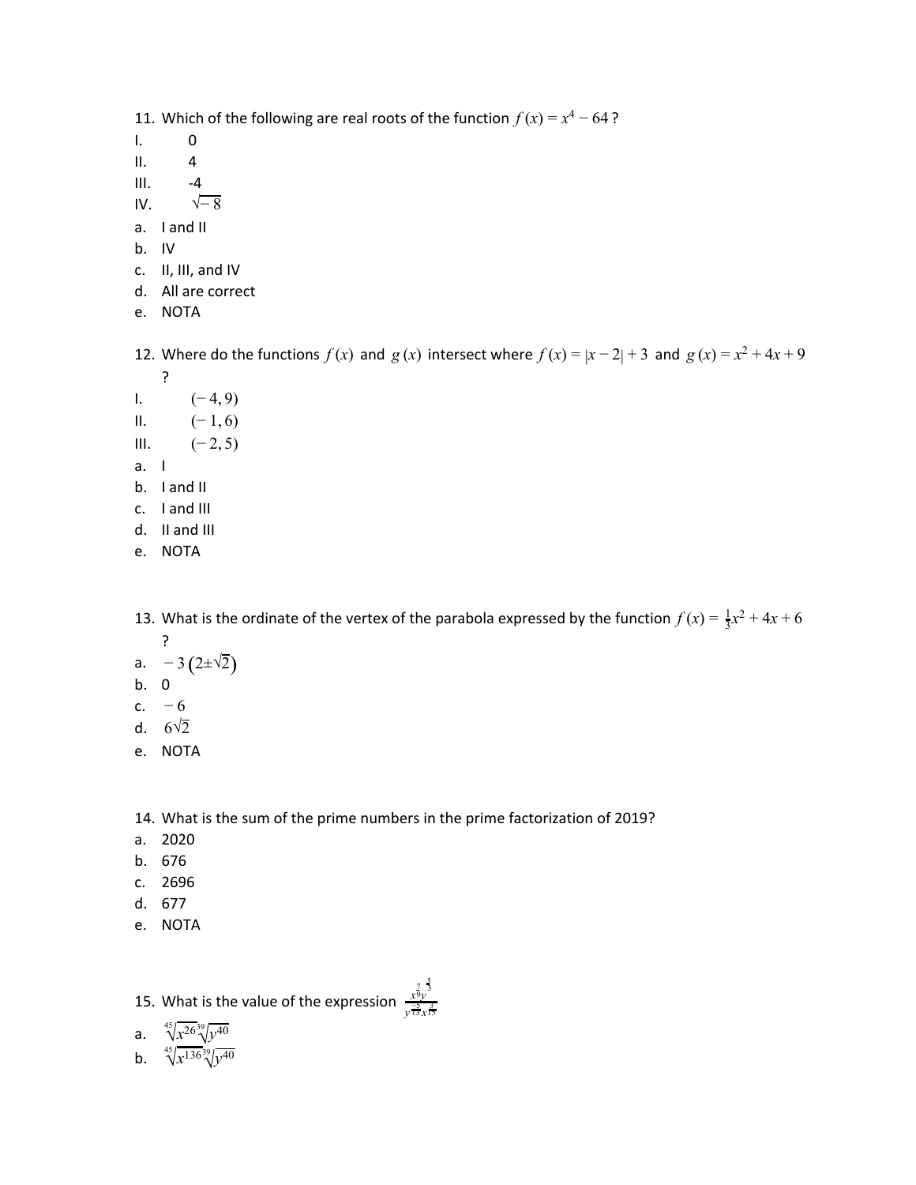11. Which of the following are real roots of the function $f(x) = x^4 - 64$ ?

I. 0

II. 4

III. -4

IV. $\sqrt{-8}$

a. I and II
b. IV
c. II, III, and IV
d. All are correct
e. NOTA

12. Where do the functions $f(x)$ and $g(x)$ intersect where $f(x) = |x-2| + 3$ and $g(x) = x^2 + 4x + 9$ ?

I. $(-4, 9)$

II. $(-1, 6)$

III. $(-2, 5)$

a. I
b. I and II
c. I and III
d. II and III
e. NOTA

13. What is the ordinate of the vertex of the parabola expressed by the function $f(x) = \frac{1}{3}x^2 + 4x + 6$ ?

a. $-3\left(2 \pm \sqrt{2}\right)$
b. 0
c. $-6$
d. $6\sqrt{2}$
e. NOTA

14. What is the sum of the prime numbers in the prime factorization of 2019?

a. 2020
b. 676
c. 2696
d. 677
e. NOTA

15. What is the value of the expression $\frac{x^{\frac{7}{9}} y^{\frac{5}{3}}}{y^{\frac{-2}{13}} x^{\frac{1}{15}}}$

a. $\sqrt[45]{x^{26}} \sqrt[39]{y^{40}}$
b. $\sqrt[45]{x^{136}} \sqrt[39]{y^{40}}$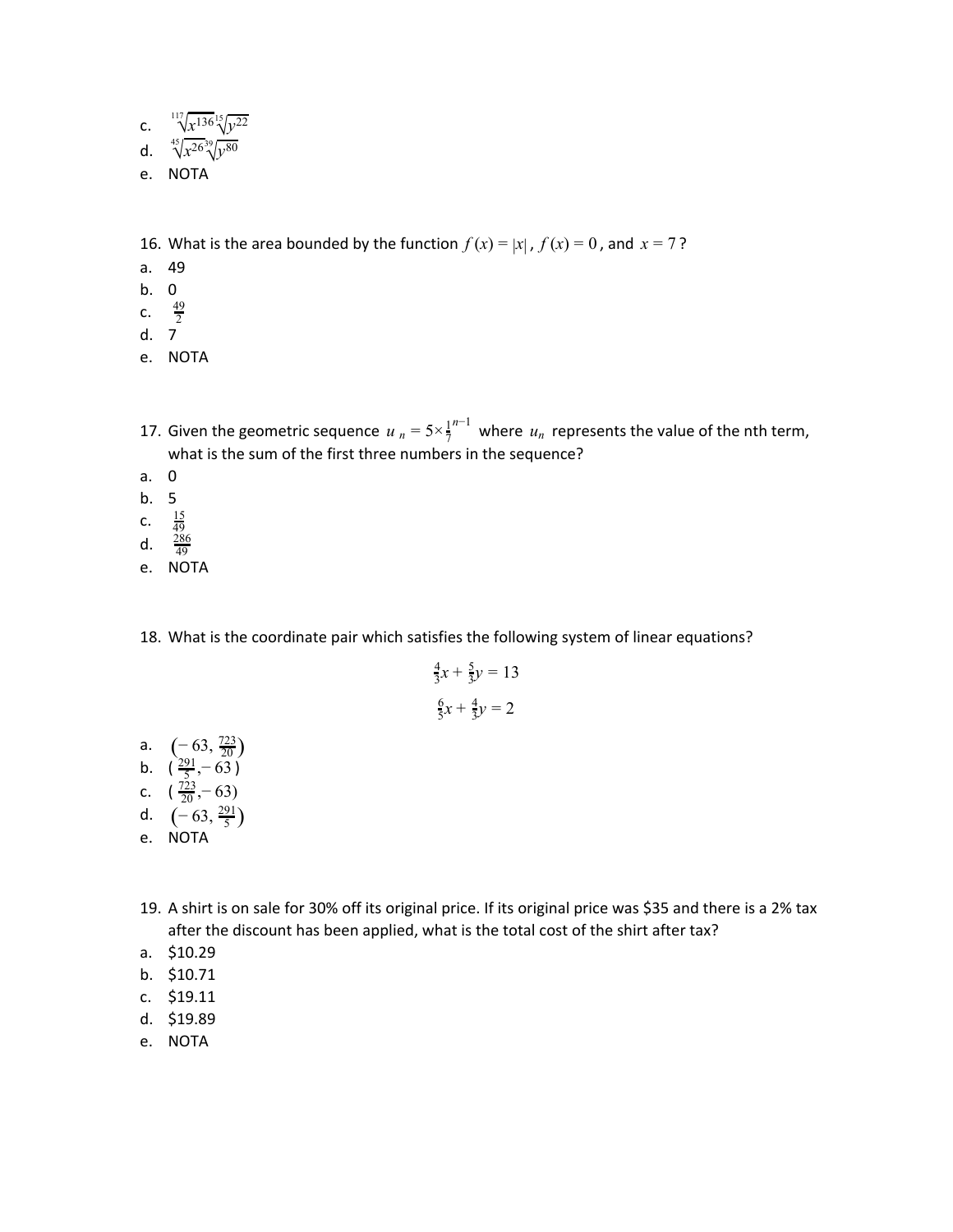c. $\sqrt[117]{x^{136}}\sqrt[15]{y^{22}}$

d. $\sqrt[45]{x^{26}}\sqrt[39]{y^{80}}$

e. NOTA

16. What is the area bounded by the function $f(x) = |x|$, $f(x) = 0$, and $x = 7$?

a. 49

b. 0

c. $\frac{49}{2}$

d. 7

e. NOTA

17. Given the geometric sequence $u_n = 5 \times \frac{1}{7}^{n-1}$ where $u_n$ represents the value of the nth term, what is the sum of the first three numbers in the sequence?

a. 0

b. 5

c. $\frac{15}{49}$

d. $\frac{286}{49}$

e. NOTA

18. What is the coordinate pair which satisfies the following system of linear equations?

$$\frac{4}{3}x + \frac{5}{3}y = 13$$

$$\frac{6}{5}x + \frac{4}{3}y = 2$$

a. $\left(-63, \frac{723}{20}\right)$

b. $\left(\frac{291}{5}, -63\right)$

c. $\left(\frac{723}{20}, -63\right)$

d. $\left(-63, \frac{291}{5}\right)$

e. NOTA

19. A shirt is on sale for 30% off its original price. If its original price was $35 and there is a 2% tax after the discount has been applied, what is the total cost of the shirt after tax?

a. $10.29

b. $10.71

c. $19.11

d. $19.89

e. NOTA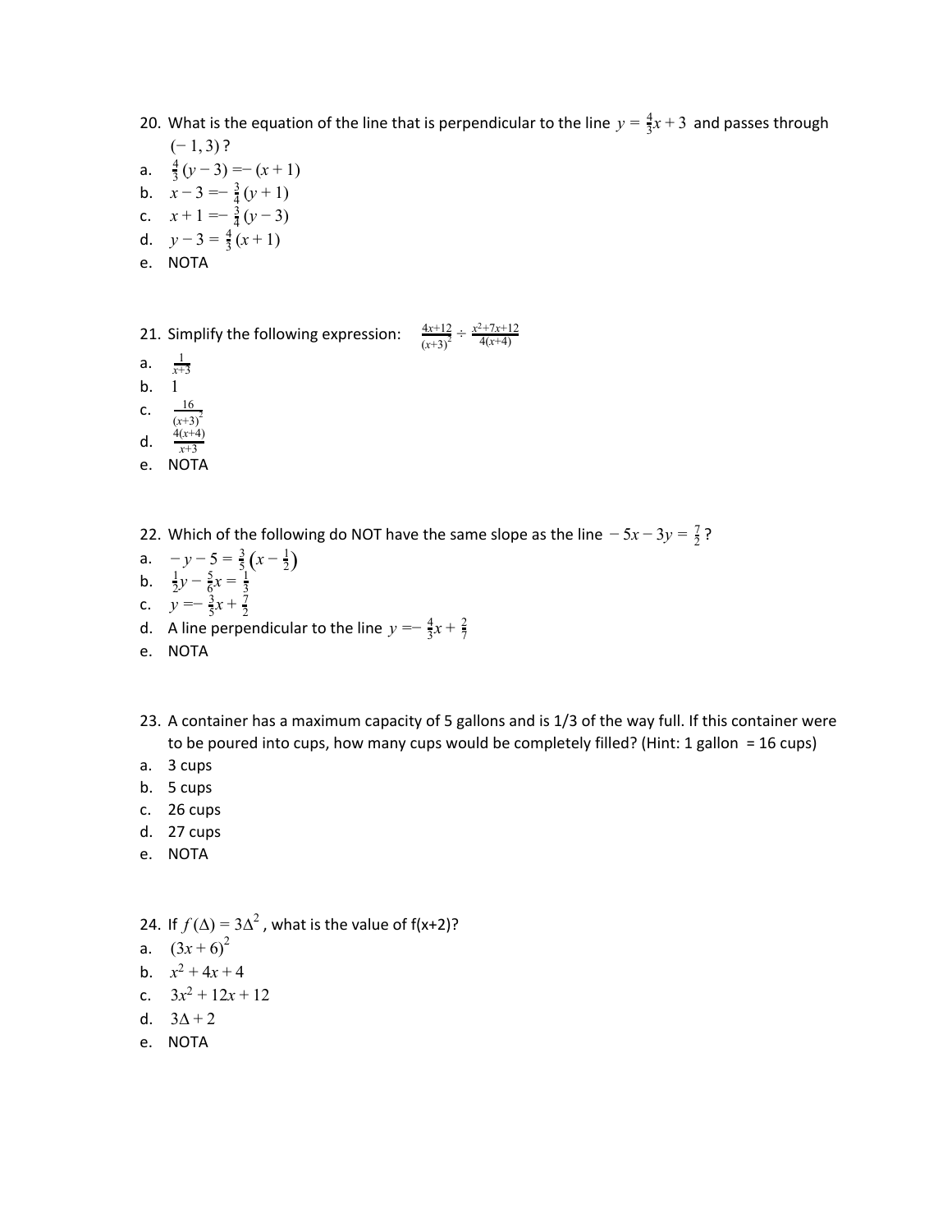20. What is the equation of the line that is perpendicular to the line $y = \frac{4}{3}x + 3$ and passes through $(-1, 3)$?

a. $\frac{4}{3}(y-3) = -(x+1)$

b. $x - 3 = -\frac{3}{4}(y+1)$

c. $x + 1 = -\frac{3}{4}(y-3)$

d. $y - 3 = \frac{4}{3}(x+1)$

e. NOTA

21. Simplify the following expression: $\frac{4x+12}{(x+3)^2} \div \frac{x^2+7x+12}{4(x+4)}$

a. $\frac{1}{x+3}$

b. $1$

c. $\frac{16}{(x+3)^2}$

d. $\frac{4(x+4)}{x+3}$

e. NOTA

22. Which of the following do NOT have the same slope as the line $-5x - 3y = \frac{7}{2}$?

a. $-y - 5 = \frac{3}{5}\left(x - \frac{1}{2}\right)$

b. $\frac{1}{2}y - \frac{5}{6}x = \frac{1}{3}$

c. $y = -\frac{3}{5}x + \frac{7}{2}$

d. A line perpendicular to the line $y = -\frac{4}{3}x + \frac{2}{7}$

e. NOTA

23. A container has a maximum capacity of 5 gallons and is 1/3 of the way full. If this container were to be poured into cups, how many cups would be completely filled? (Hint: 1 gallon = 16 cups)

a. 3 cups

b. 5 cups

c. 26 cups

d. 27 cups

e. NOTA

24. If $f(\Delta) = 3\Delta^2$, what is the value of f(x+2)?

a. $(3x+6)^2$

b. $x^2 + 4x + 4$

c. $3x^2 + 12x + 12$

d. $3\Delta + 2$

e. NOTA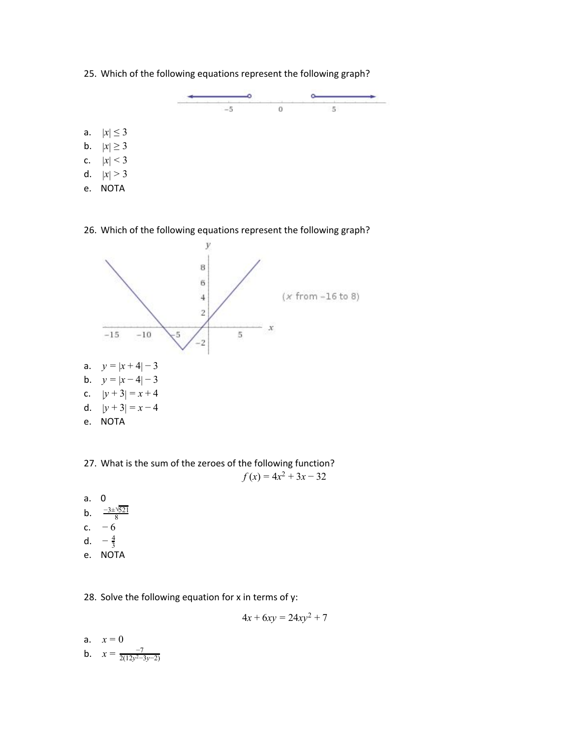25. Which of the following equations represent the following graph?

a. $|x| \leq 3$
b. $|x| \geq 3$
c. $|x| < 3$
d. $|x| > 3$
e. NOTA

26. Which of the following equations represent the following graph?

(x from −16 to 8)

a. $y = |x + 4| - 3$
b. $y = |x - 4| - 3$
c. $|y + 3| = x + 4$
d. $|y + 3| = x - 4$
e. NOTA

27. What is the sum of the zeroes of the following function?

$$f(x) = 4x^2 + 3x - 32$$

a. 0
b. $\frac{-3 \pm \sqrt{521}}{8}$
c. $-6$
d. $-\frac{4}{3}$
e. NOTA

28. Solve the following equation for x in terms of y:

$$4x + 6xy = 24xy^2 + 7$$

a. $x = 0$
b. $x = \frac{-7}{2(12y^2 - 3y - 2)}$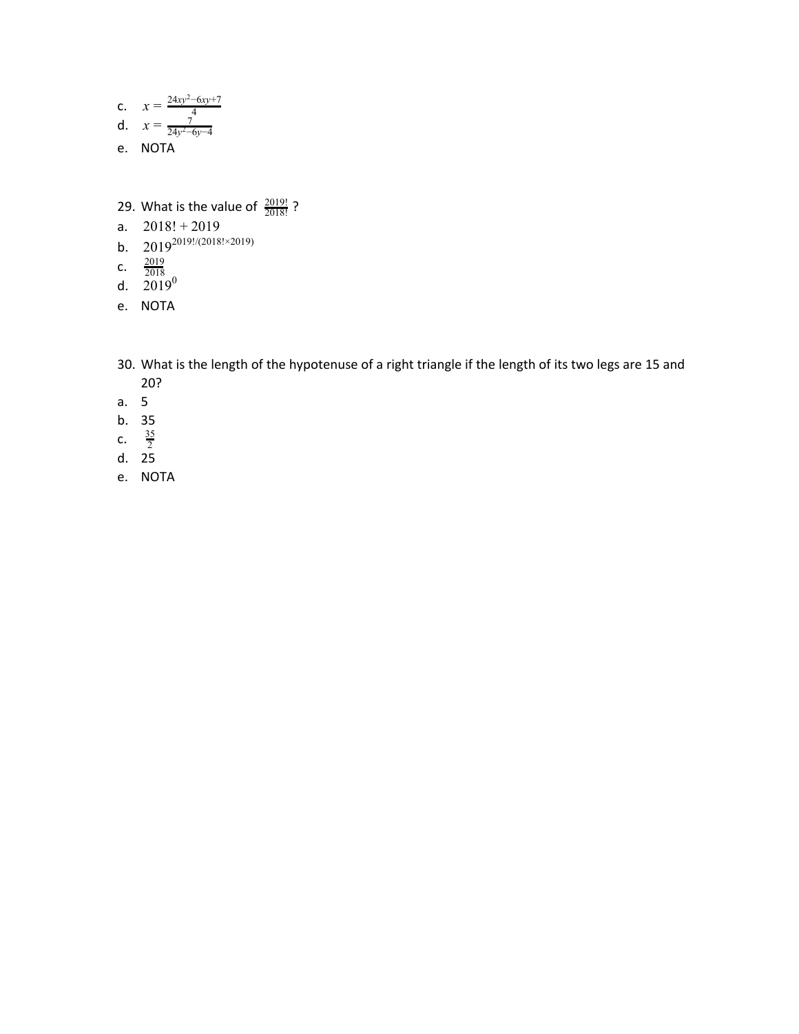c. $x = \frac{24xy^2 - 6xy + 7}{4}$

d. $x = \frac{7}{24y^2 - 6y - 4}$

e. NOTA

29. What is the value of $\frac{2019!}{2018!}$ ?

a. $2018! + 2019$

b. $2019^{2019!/(2018! \times 2019)}$

c. $\frac{2019}{2018}$

d. $2019^0$

e. NOTA

30. What is the length of the hypotenuse of a right triangle if the length of its two legs are 15 and 20?

a. 5

b. 35

c. $\frac{35}{2}$

d. 25

e. NOTA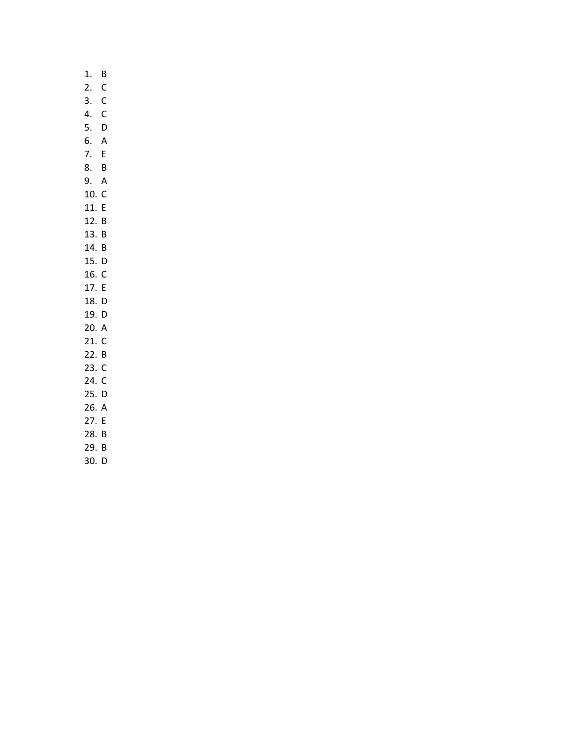1. B
2. C
3. C
4. C
5. D
6. A
7. E
8. B
9. A
10. C
11. E
12. B
13. B
14. B
15. D
16. C
17. E
18. D
19. D
20. A
21. C
22. B
23. C
24. C
25. D
26. A
27. E
28. B
29. B
30. D